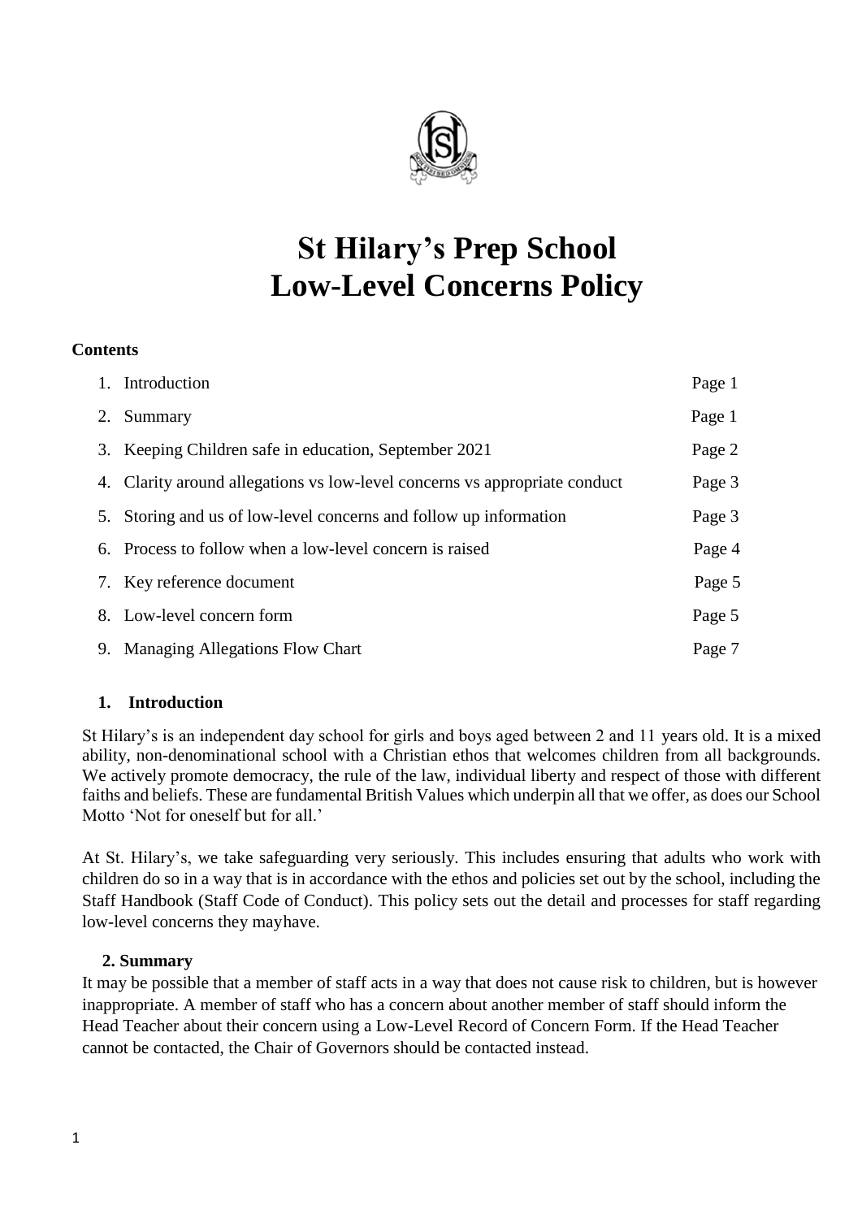# St Hilary's Prep School
# Low-Level Concerns Policy

**Contents**

| | |
|---|---|
| 1. Introduction | Page 1 |
| 2. Summary | Page 1 |
| 3. Keeping Children safe in education, September 2021 | Page 2 |
| 4. Clarity around allegations vs low-level concerns vs appropriate conduct | Page 3 |
| 5. Storing and us of low-level concerns and follow up information | Page 3 |
| 6. Process to follow when a low-level concern is raised | Page 4 |
| 7. Key reference document | Page 5 |
| 8. Low-level concern form | Page 5 |
| 9. Managing Allegations Flow Chart | Page 7 |

## 1. Introduction

St Hilary's is an independent day school for girls and boys aged between 2 and 11 years old. It is a mixed ability, non-denominational school with a Christian ethos that welcomes children from all backgrounds. We actively promote democracy, the rule of the law, individual liberty and respect of those with different faiths and beliefs. These are fundamental British Values which underpin all that we offer, as does our School Motto 'Not for oneself but for all.'

At St. Hilary's, we take safeguarding very seriously. This includes ensuring that adults who work with children do so in a way that is in accordance with the ethos and policies set out by the school, including the Staff Handbook (Staff Code of Conduct). This policy sets out the detail and processes for staff regarding low-level concerns they mayhave.

## 2. Summary

It may be possible that a member of staff acts in a way that does not cause risk to children, but is however inappropriate. A member of staff who has a concern about another member of staff should inform the Head Teacher about their concern using a Low-Level Record of Concern Form. If the Head Teacher cannot be contacted, the Chair of Governors should be contacted instead.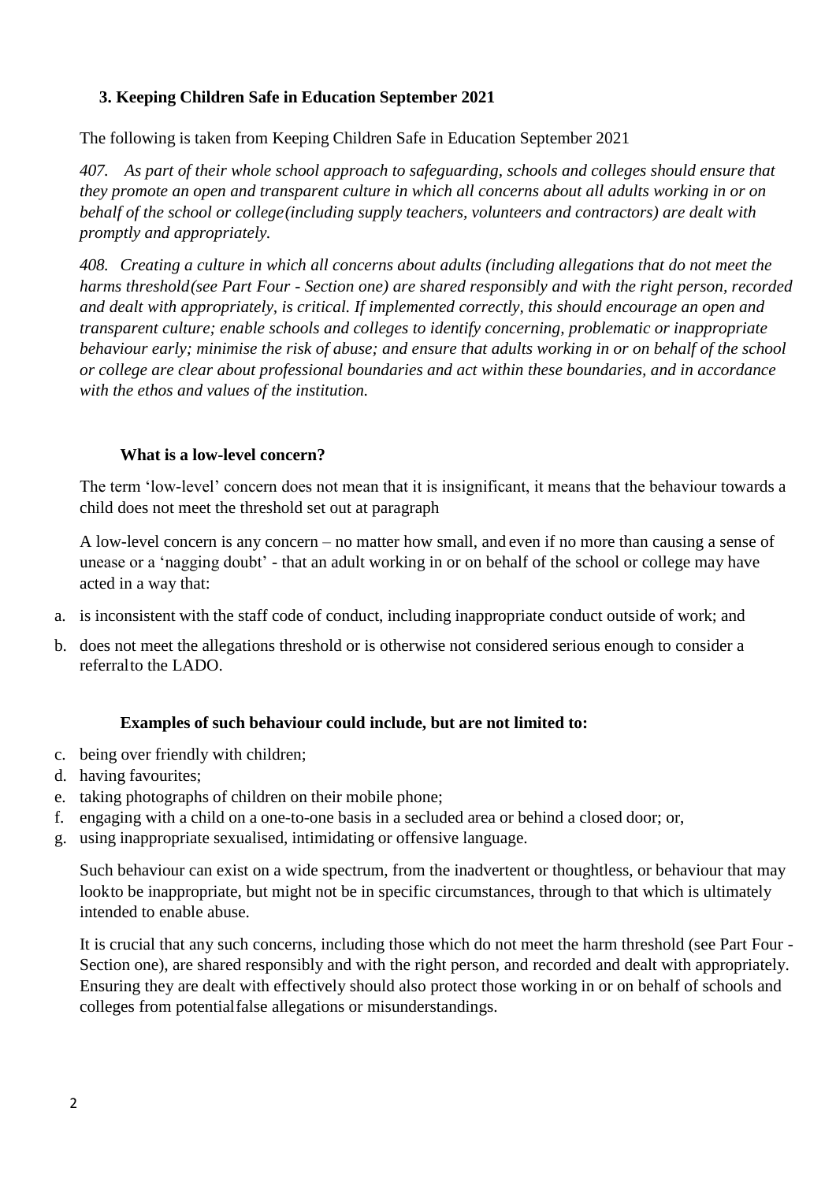## 3. Keeping Children Safe in Education September 2021

The following is taken from Keeping Children Safe in Education September 2021

*407. As part of their whole school approach to safeguarding, schools and colleges should ensure that they promote an open and transparent culture in which all concerns about all adults working in or on behalf of the school or college (including supply teachers, volunteers and contractors) are dealt with promptly and appropriately.*

*408. Creating a culture in which all concerns about adults (including allegations that do not meet the harms threshold (see Part Four - Section one) are shared responsibly and with the right person, recorded and dealt with appropriately, is critical. If implemented correctly, this should encourage an open and transparent culture; enable schools and colleges to identify concerning, problematic or inappropriate behaviour early; minimise the risk of abuse; and ensure that adults working in or on behalf of the school or college are clear about professional boundaries and act within these boundaries, and in accordance with the ethos and values of the institution.*

### What is a low-level concern?

The term 'low-level' concern does not mean that it is insignificant, it means that the behaviour towards a child does not meet the threshold set out at paragraph

A low-level concern is any concern – no matter how small, and even if no more than causing a sense of unease or a 'nagging doubt' - that an adult working in or on behalf of the school or college may have acted in a way that:

a. is inconsistent with the staff code of conduct, including inappropriate conduct outside of work; and
b. does not meet the allegations threshold or is otherwise not considered serious enough to consider a referral to the LADO.

### Examples of such behaviour could include, but are not limited to:

c. being over friendly with children;
d. having favourites;
e. taking photographs of children on their mobile phone;
f. engaging with a child on a one-to-one basis in a secluded area or behind a closed door; or,
g. using inappropriate sexualised, intimidating or offensive language.

Such behaviour can exist on a wide spectrum, from the inadvertent or thoughtless, or behaviour that may look to be inappropriate, but might not be in specific circumstances, through to that which is ultimately intended to enable abuse.

It is crucial that any such concerns, including those which do not meet the harm threshold (see Part Four - Section one), are shared responsibly and with the right person, and recorded and dealt with appropriately. Ensuring they are dealt with effectively should also protect those working in or on behalf of schools and colleges from potential false allegations or misunderstandings.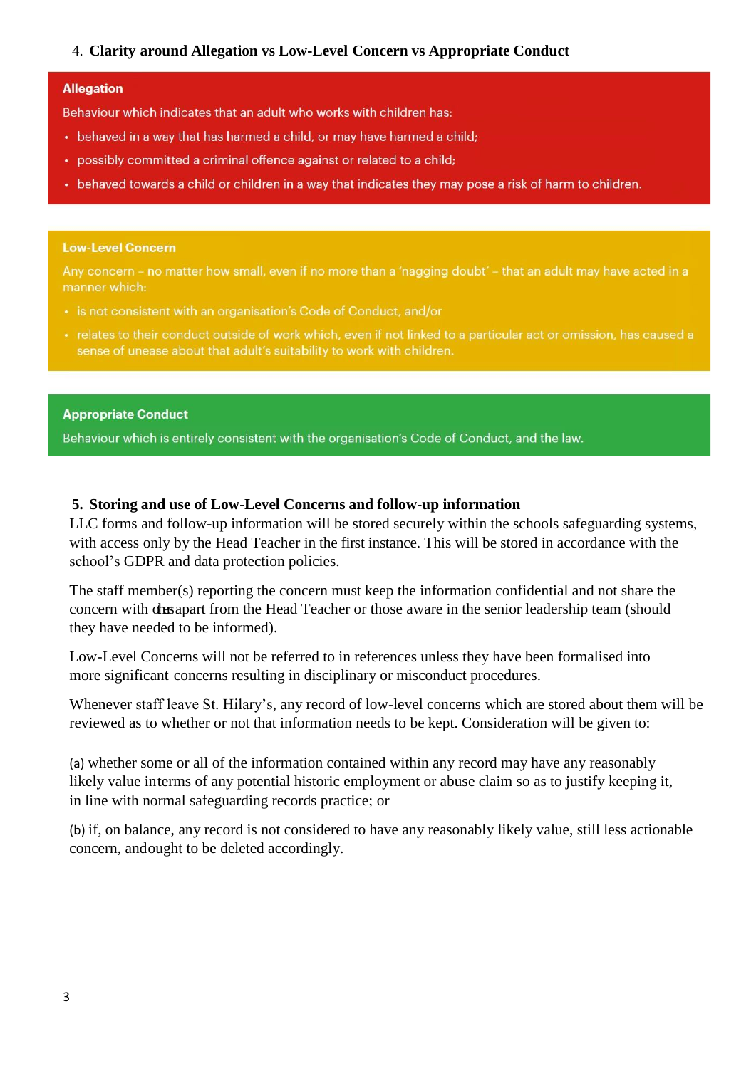## 4. Clarity around Allegation vs Low-Level Concern vs Appropriate Conduct

**Allegation**

Behaviour which indicates that an adult who works with children has:

- behaved in a way that has harmed a child, or may have harmed a child;
- possibly committed a criminal offence against or related to a child;
- behaved towards a child or children in a way that indicates they may pose a risk of harm to children.

**Low-Level Concern**

Any concern – no matter how small, even if no more than a 'nagging doubt' – that an adult may have acted in a manner which:

- is not consistent with an organisation's Code of Conduct, and/or
- relates to their conduct outside of work which, even if not linked to a particular act or omission, has caused a sense of unease about that adult's suitability to work with children.

**Appropriate Conduct**

Behaviour which is entirely consistent with the organisation's Code of Conduct, and the law.

## 5. Storing and use of Low-Level Concerns and follow-up information

LLC forms and follow-up information will be stored securely within the schools safeguarding systems, with access only by the Head Teacher in the first instance. This will be stored in accordance with the school's GDPR and data protection policies.

The staff member(s) reporting the concern must keep the information confidential and not share the concern with others apart from the Head Teacher or those aware in the senior leadership team (should they have needed to be informed).

Low-Level Concerns will not be referred to in references unless they have been formalised into more significant concerns resulting in disciplinary or misconduct procedures.

Whenever staff leave St. Hilary's, any record of low-level concerns which are stored about them will be reviewed as to whether or not that information needs to be kept. Consideration will be given to:

(a) whether some or all of the information contained within any record may have any reasonably likely value interms of any potential historic employment or abuse claim so as to justify keeping it, in line with normal safeguarding records practice; or

(b) if, on balance, any record is not considered to have any reasonably likely value, still less actionable concern, andought to be deleted accordingly.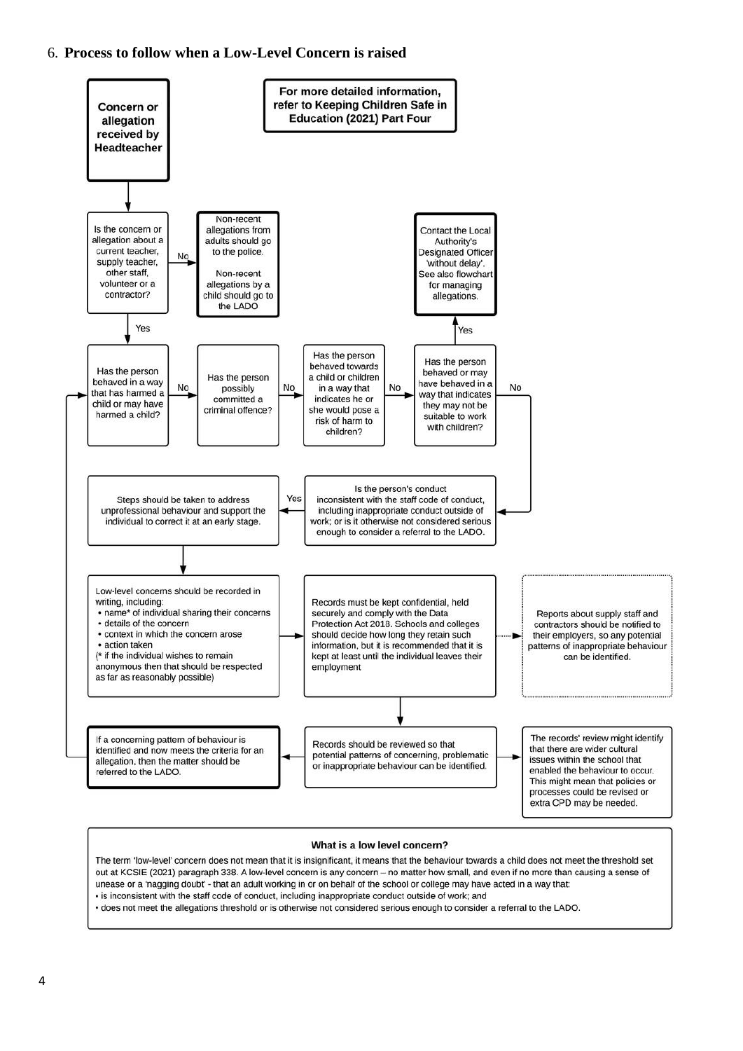## 6. **Process to follow when a Low-Level Concern is raised**

**Concern or allegation received by Headteacher**

**For more detailed information, refer to Keeping Children Safe in Education (2021) Part Four**

Is the concern or allegation about a current teacher, supply teacher, other staff, volunteer or a contractor?

- No → Non-recent allegations from adults should go to the police. Non-recent allegations by a child should go to the LADO
- Yes → Has the person behaved in a way that has harmed a child or may have harmed a child?

Has the person behaved in a way that has harmed a child or may have harmed a child?

- No → Has the person possibly committed a criminal offence?

Has the person possibly committed a criminal offence?

- No → Has the person behaved towards a child or children in a way that indicates he or she would pose a risk of harm to children?

Has the person behaved towards a child or children in a way that indicates he or she would pose a risk of harm to children?

- No → Has the person behaved or may have behaved in a way that indicates they may not be suitable to work with children?

Has the person behaved or may have behaved in a way that indicates they may not be suitable to work with children?

- Yes → Contact the Local Authority's Designated Officer 'without delay'. See also flowchart for managing allegations.
- No → Is the person's conduct inconsistent with the staff code of conduct, including inappropriate conduct outside of work; or is it otherwise not considered serious enough to consider a referral to the LADO.

Is the person's conduct inconsistent with the staff code of conduct, including inappropriate conduct outside of work; or is it otherwise not considered serious enough to consider a referral to the LADO.

- Yes → Steps should be taken to address unprofessional behaviour and support the individual to correct it at an early stage.

Steps should be taken to address unprofessional behaviour and support the individual to correct it at an early stage.

→ Low-level concerns should be recorded in writing, including:

- name* of individual sharing their concerns
- details of the concern
- context in which the concern arose
- action taken

(* if the individual wishes to remain anonymous then that should be respected as far as reasonably possible)

→ Records must be kept confidential, held securely and comply with the Data Protection Act 2018. Schools and colleges should decide how long they retain such information, but it is recommended that it is kept at least until the individual leaves their employment

- → Reports about supply staff and contractors should be notified to their employers, so any potential patterns of inappropriate behaviour can be identified.
- → Records should be reviewed so that potential patterns of concerning, problematic or inappropriate behaviour can be identified.

Records should be reviewed so that potential patterns of concerning, problematic or inappropriate behaviour can be identified.

- → The records' review might identify that there are wider cultural issues within the school that enabled the behaviour to occur. This might mean that policies or processes could be revised or extra CPD may be needed.
- → If a concerning pattern of behaviour is identified and now meets the criteria for an allegation, then the matter should be referred to the LADO. (→ returns to "Has the person behaved in a way that has harmed a child or may have harmed a child?")

**What is a low level concern?**

The term 'low-level' concern does not mean that it is insignificant, it means that the behaviour towards a child does not meet the threshold set out at KCSIE (2021) paragraph 338. A low-level concern is any concern – no matter how small, and even if no more than causing a sense of unease or a 'nagging doubt' - that an adult working in or on behalf of the school or college may have acted in a way that:

- is inconsistent with the staff code of conduct, including inappropriate conduct outside of work; and
- does not meet the allegations threshold or is otherwise not considered serious enough to consider a referral to the LADO.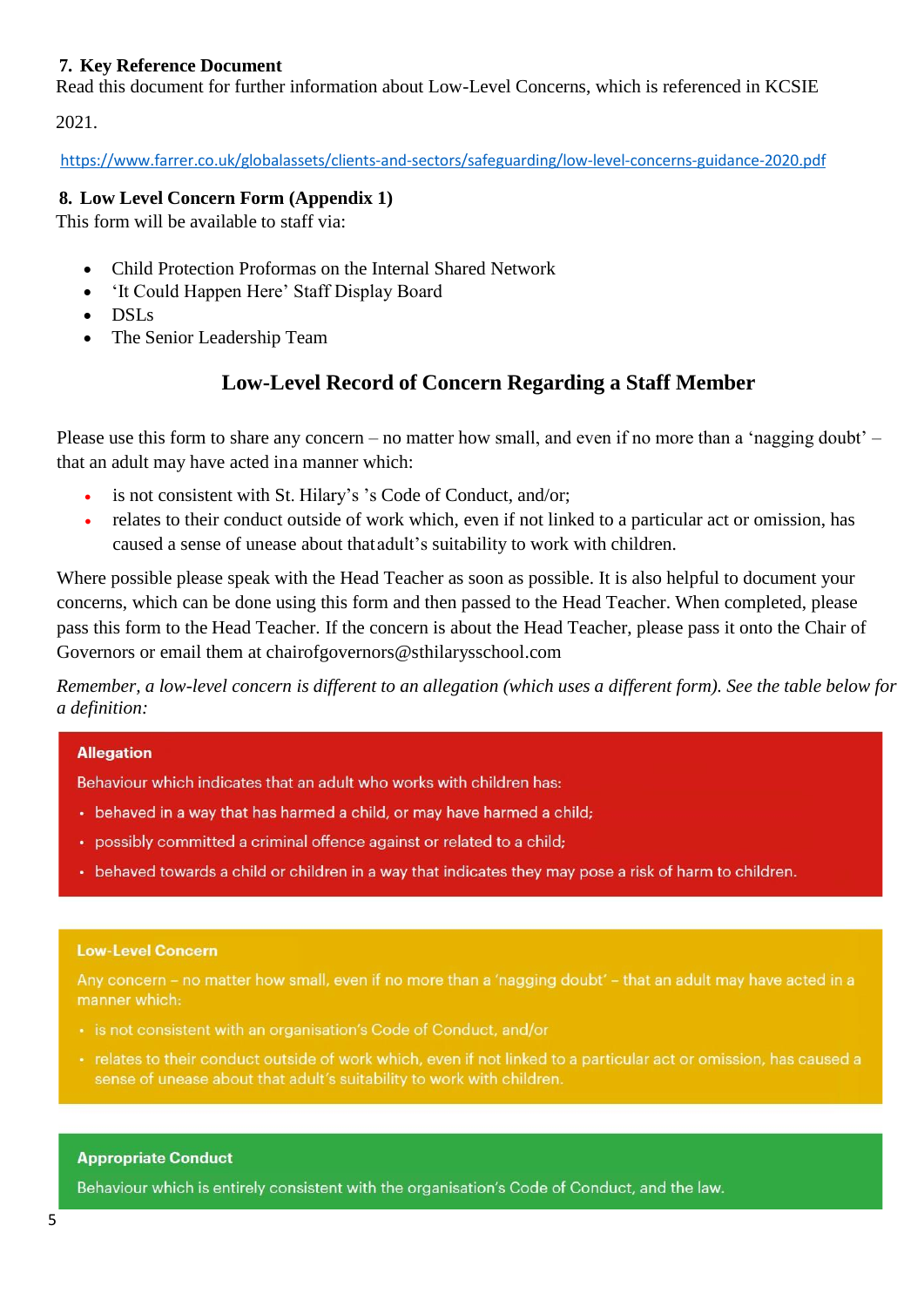## 7. Key Reference Document

Read this document for further information about Low-Level Concerns, which is referenced in KCSIE 2021.

https://www.farrer.co.uk/globalassets/clients-and-sectors/safeguarding/low-level-concerns-guidance-2020.pdf

## 8. Low Level Concern Form (Appendix 1)

This form will be available to staff via:

- Child Protection Proformas on the Internal Shared Network
- 'It Could Happen Here' Staff Display Board
- DSLs
- The Senior Leadership Team

## Low-Level Record of Concern Regarding a Staff Member

Please use this form to share any concern – no matter how small, and even if no more than a 'nagging doubt' – that an adult may have acted in a manner which:

- is not consistent with St. Hilary's 's Code of Conduct, and/or;
- relates to their conduct outside of work which, even if not linked to a particular act or omission, has caused a sense of unease about that adult's suitability to work with children.

Where possible please speak with the Head Teacher as soon as possible. It is also helpful to document your concerns, which can be done using this form and then passed to the Head Teacher. When completed, please pass this form to the Head Teacher. If the concern is about the Head Teacher, please pass it onto the Chair of Governors or email them at chairofgovernors@sthilarysschool.com

*Remember, a low-level concern is different to an allegation (which uses a different form). See the table below for a definition:*

**Allegation**

Behaviour which indicates that an adult who works with children has:

- behaved in a way that has harmed a child, or may have harmed a child;
- possibly committed a criminal offence against or related to a child;
- behaved towards a child or children in a way that indicates they may pose a risk of harm to children.

**Low-Level Concern**

Any concern – no matter how small, even if no more than a 'nagging doubt' – that an adult may have acted in a manner which:

- is not consistent with an organisation's Code of Conduct, and/or
- relates to their conduct outside of work which, even if not linked to a particular act or omission, has caused a sense of unease about that adult's suitability to work with children.

**Appropriate Conduct**

Behaviour which is entirely consistent with the organisation's Code of Conduct, and the law.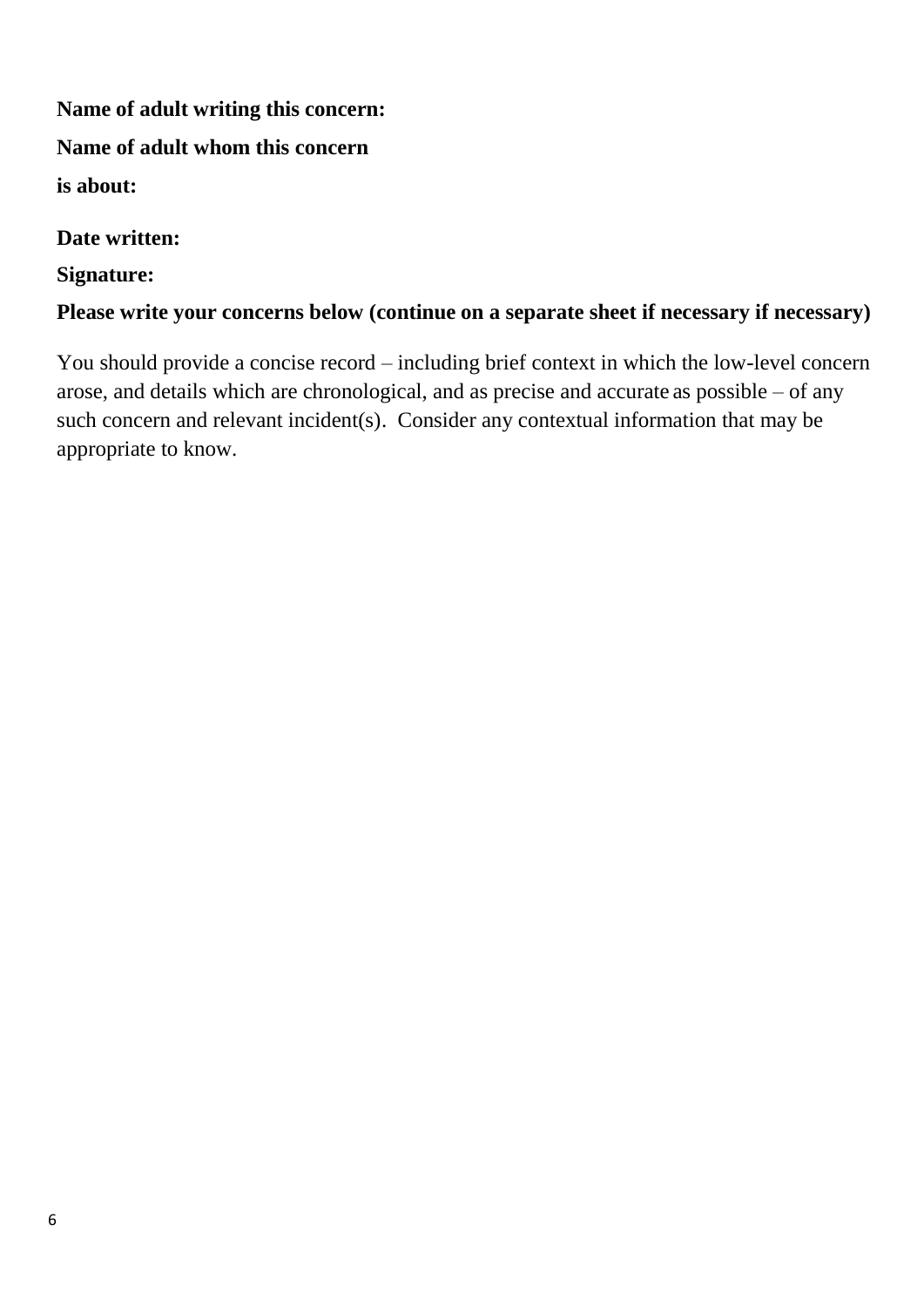**Name of adult writing this concern:**

**Name of adult whom this concern is about:**

**Date written:**

**Signature:**

**Please write your concerns below (continue on a separate sheet if necessary if necessary)**

You should provide a concise record – including brief context in which the low-level concern arose, and details which are chronological, and as precise and accurate as possible – of any such concern and relevant incident(s). Consider any contextual information that may be appropriate to know.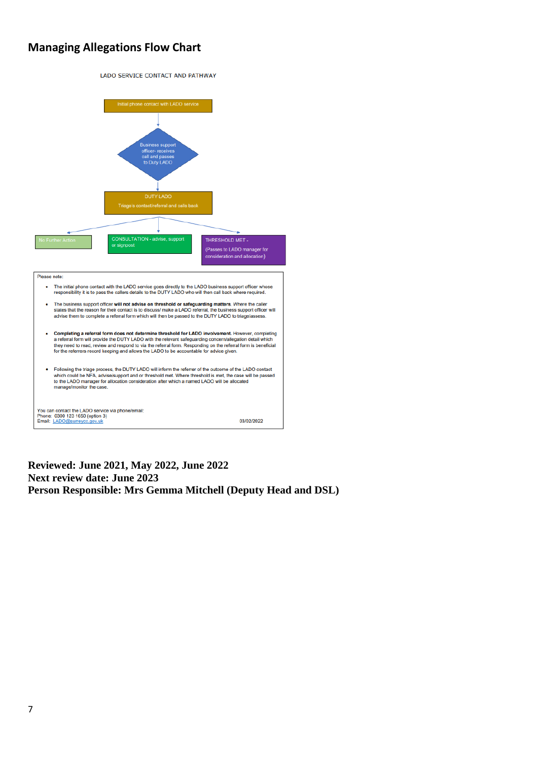## Managing Allegations Flow Chart

LADO SERVICE CONTACT AND PATHWAY

Initial phone contact with LADO service

Business support officer- receives call and passes to Duty LADO

DUTY LADO
Triage's contact/referral and calls back

No Further Action

CONSULTATION - advise, support or signpost

THRESHOLD MET -
(Passes to LADO manager for consideration and allocation)

Please note:

- The initial phone contact with the LADO service goes directly to the LADO business support officer whose responsibility it is to pass the callers details to the DUTY LADO who will then call back where required.
- The business support officer **will not advise on threshold or safeguarding matters**. Where the caller states that the reason for their contact is to discuss/ make a LADO referral, the business support officer will advise them to complete a referral form which will then be passed to the DUTY LADO to triage/assess.
- **Completing a referral form does not determine threshold for LADO involvement.** However, completing a referral form will provide the DUTY LADO with the relevant safeguarding concern/allegation detail which they need to read, review and respond to via the referral form. Responding on the referral form is beneficial for the referrers record keeping and allows the LADO to be accountable for advice given.
- Following the triage process, the DUTY LADO will inform the referrer of the outcome of the LADO contact which could be NFA, advise/support and or threshold met. Where threshold is met, the case will be passed to the LADO manager for allocation consideration after which a named LADO will be allocated manage/monitor the case.

You can contact the LADO service via phone/email:
Phone: 0300 123 1650 (option 3)
Email: LADO@surreycc.gov.uk

03/02/2022

**Reviewed: June 2021, May 2022, June 2022**
**Next review date: June 2023**
**Person Responsible: Mrs Gemma Mitchell (Deputy Head and DSL)**